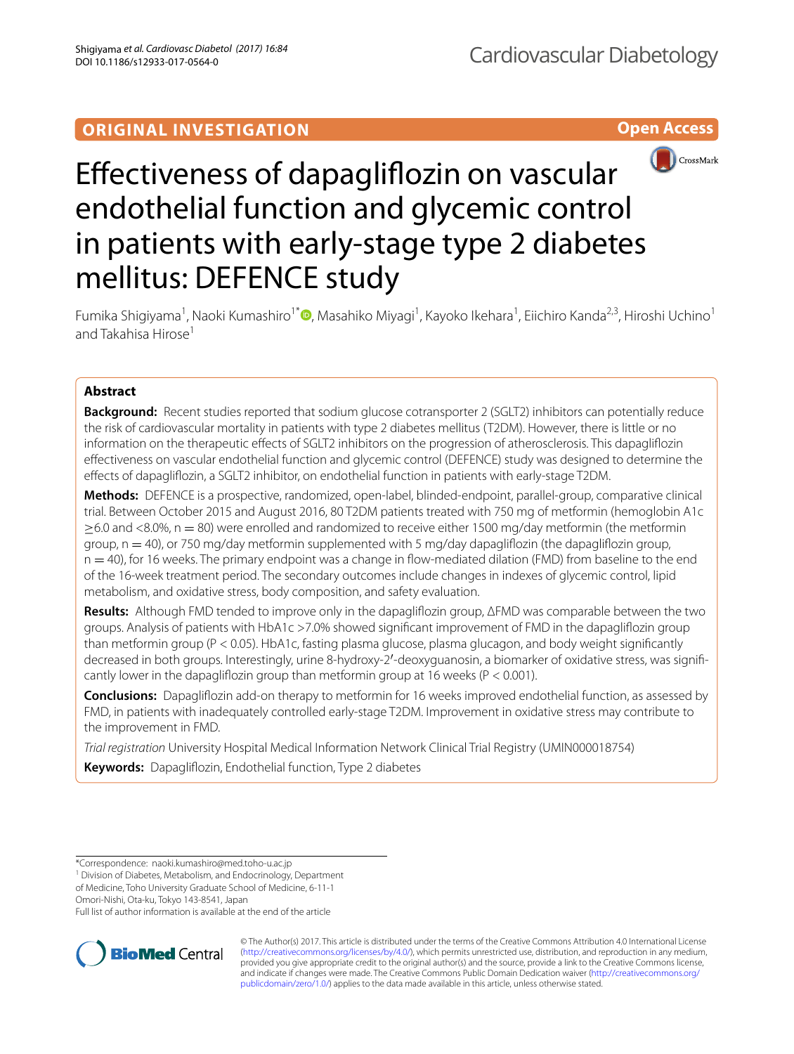ORIGINAL INVESTIGATION

Open Access

# Effectiveness of dapagliflozin on vascular endothelial function and glycemic control in patients with early-stage type 2 diabetes mellitus: DEFENCE study

Fumika Shigiyama[1], Naoki Kumashiro[1*], Masahiko Miyagi[1], Kayoko Ikehara[1], Eiichiro Kanda[2,3], Hiroshi Uchino[1] and Takahisa Hirose[1]

## Abstract

**Background:** Recent studies reported that sodium glucose cotransporter 2 (SGLT2) inhibitors can potentially reduce the risk of cardiovascular mortality in patients with type 2 diabetes mellitus (T2DM). However, there is little or no information on the therapeutic effects of SGLT2 inhibitors on the progression of atherosclerosis. This dapagliflozin effectiveness on vascular endothelial function and glycemic control (DEFENCE) study was designed to determine the effects of dapagliflozin, a SGLT2 inhibitor, on endothelial function in patients with early-stage T2DM.

**Methods:** DEFENCE is a prospective, randomized, open-label, blinded-endpoint, parallel-group, comparative clinical trial. Between October 2015 and August 2016, 80 T2DM patients treated with 750 mg of metformin (hemoglobin A1c $\geq$6.0 and <8.0%, n = 80) were enrolled and randomized to receive either 1500 mg/day metformin (the metformin group, n = 40), or 750 mg/day metformin supplemented with 5 mg/day dapagliflozin (the dapagliflozin group, n = 40), for 16 weeks. The primary endpoint was a change in flow-mediated dilation (FMD) from baseline to the end of the 16-week treatment period. The secondary outcomes include changes in indexes of glycemic control, lipid metabolism, and oxidative stress, body composition, and safety evaluation.

**Results:** Although FMD tended to improve only in the dapagliflozin group, ΔFMD was comparable between the two groups. Analysis of patients with HbA1c >7.0% showed significant improvement of FMD in the dapagliflozin group than metformin group ($P < 0.05$). HbA1c, fasting plasma glucose, plasma glucagon, and body weight significantly decreased in both groups. Interestingly, urine 8-hydroxy-2′-deoxyguanosin, a biomarker of oxidative stress, was significantly lower in the dapagliflozin group than metformin group at 16 weeks ($P < 0.001$).

**Conclusions:** Dapagliflozin add-on therapy to metformin for 16 weeks improved endothelial function, as assessed by FMD, in patients with inadequately controlled early-stage T2DM. Improvement in oxidative stress may contribute to the improvement in FMD.

*Trial registration* University Hospital Medical Information Network Clinical Trial Registry (UMIN000018754)

**Keywords:** Dapagliflozin, Endothelial function, Type 2 diabetes

*Correspondence: naoki.kumashiro@med.toho-u.ac.jp
[1] Division of Diabetes, Metabolism, and Endocrinology, Department of Medicine, Toho University Graduate School of Medicine, 6-11-1 Omori-Nishi, Ota-ku, Tokyo 143-8541, Japan
Full list of author information is available at the end of the article

© The Author(s) 2017. This article is distributed under the terms of the Creative Commons Attribution 4.0 International License (http://creativecommons.org/licenses/by/4.0/), which permits unrestricted use, distribution, and reproduction in any medium, provided you give appropriate credit to the original author(s) and the source, provide a link to the Creative Commons license, and indicate if changes were made. The Creative Commons Public Domain Dedication waiver (http://creativecommons.org/publicdomain/zero/1.0/) applies to the data made available in this article, unless otherwise stated.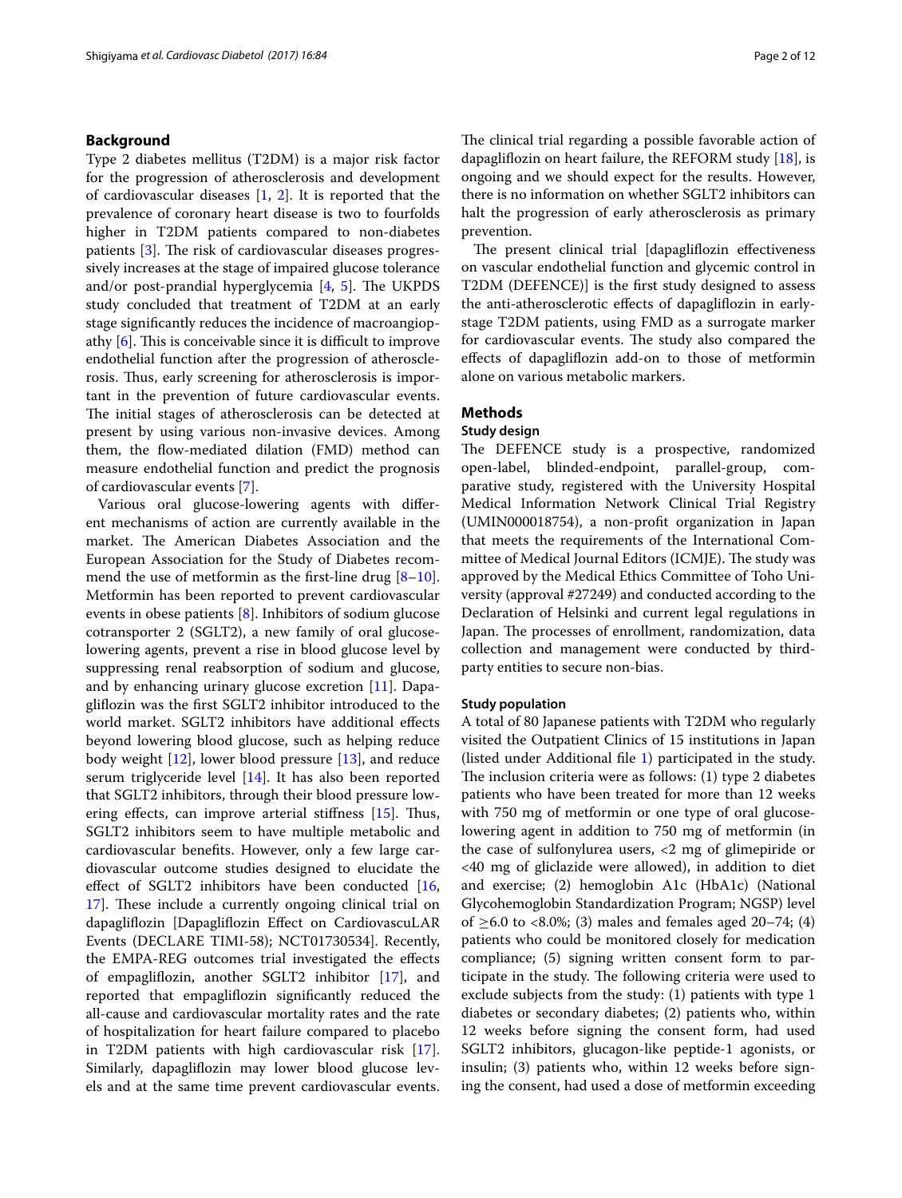## Background

Type 2 diabetes mellitus (T2DM) is a major risk factor for the progression of atherosclerosis and development of cardiovascular diseases [1, 2]. It is reported that the prevalence of coronary heart disease is two to fourfolds higher in T2DM patients compared to non-diabetes patients [3]. The risk of cardiovascular diseases progressively increases at the stage of impaired glucose tolerance and/or post-prandial hyperglycemia [4, 5]. The UKPDS study concluded that treatment of T2DM at an early stage significantly reduces the incidence of macroangiopathy [6]. This is conceivable since it is difficult to improve endothelial function after the progression of atherosclerosis. Thus, early screening for atherosclerosis is important in the prevention of future cardiovascular events. The initial stages of atherosclerosis can be detected at present by using various non-invasive devices. Among them, the flow-mediated dilation (FMD) method can measure endothelial function and predict the prognosis of cardiovascular events [7].

Various oral glucose-lowering agents with different mechanisms of action are currently available in the market. The American Diabetes Association and the European Association for the Study of Diabetes recommend the use of metformin as the first-line drug [8–10]. Metformin has been reported to prevent cardiovascular events in obese patients [8]. Inhibitors of sodium glucose cotransporter 2 (SGLT2), a new family of oral glucose-lowering agents, prevent a rise in blood glucose level by suppressing renal reabsorption of sodium and glucose, and by enhancing urinary glucose excretion [11]. Dapagliflozin was the first SGLT2 inhibitor introduced to the world market. SGLT2 inhibitors have additional effects beyond lowering blood glucose, such as helping reduce body weight [12], lower blood pressure [13], and reduce serum triglyceride level [14]. It has also been reported that SGLT2 inhibitors, through their blood pressure lowering effects, can improve arterial stiffness [15]. Thus, SGLT2 inhibitors seem to have multiple metabolic and cardiovascular benefits. However, only a few large cardiovascular outcome studies designed to elucidate the effect of SGLT2 inhibitors have been conducted [16, 17]. These include a currently ongoing clinical trial on dapagliflozin [Dapagliflozin Effect on CardiovascuLAR Events (DECLARE TIMI-58); NCT01730534]. Recently, the EMPA-REG outcomes trial investigated the effects of empagliflozin, another SGLT2 inhibitor [17], and reported that empagliflozin significantly reduced the all-cause and cardiovascular mortality rates and the rate of hospitalization for heart failure compared to placebo in T2DM patients with high cardiovascular risk [17]. Similarly, dapagliflozin may lower blood glucose levels and at the same time prevent cardiovascular events. The clinical trial regarding a possible favorable action of dapagliflozin on heart failure, the REFORM study [18], is ongoing and we should expect for the results. However, there is no information on whether SGLT2 inhibitors can halt the progression of early atherosclerosis as primary prevention.

The present clinical trial [dapagliflozin effectiveness on vascular endothelial function and glycemic control in T2DM (DEFENCE)] is the first study designed to assess the anti-atherosclerotic effects of dapagliflozin in early-stage T2DM patients, using FMD as a surrogate marker for cardiovascular events. The study also compared the effects of dapagliflozin add-on to those of metformin alone on various metabolic markers.

## Methods

### Study design

The DEFENCE study is a prospective, randomized open-label, blinded-endpoint, parallel-group, comparative study, registered with the University Hospital Medical Information Network Clinical Trial Registry (UMIN000018754), a non-profit organization in Japan that meets the requirements of the International Committee of Medical Journal Editors (ICMJE). The study was approved by the Medical Ethics Committee of Toho University (approval #27249) and conducted according to the Declaration of Helsinki and current legal regulations in Japan. The processes of enrollment, randomization, data collection and management were conducted by third-party entities to secure non-bias.

### Study population

A total of 80 Japanese patients with T2DM who regularly visited the Outpatient Clinics of 15 institutions in Japan (listed under Additional file 1) participated in the study. The inclusion criteria were as follows: (1) type 2 diabetes patients who have been treated for more than 12 weeks with 750 mg of metformin or one type of oral glucose-lowering agent in addition to 750 mg of metformin (in the case of sulfonylurea users, <2 mg of glimepiride or <40 mg of gliclazide were allowed), in addition to diet and exercise; (2) hemoglobin A1c (HbA1c) (National Glycohemoglobin Standardization Program; NGSP) level of ≥6.0 to <8.0%; (3) males and females aged 20–74; (4) patients who could be monitored closely for medication compliance; (5) signing written consent form to participate in the study. The following criteria were used to exclude subjects from the study: (1) patients with type 1 diabetes or secondary diabetes; (2) patients who, within 12 weeks before signing the consent form, had used SGLT2 inhibitors, glucagon-like peptide-1 agonists, or insulin; (3) patients who, within 12 weeks before signing the consent, had used a dose of metformin exceeding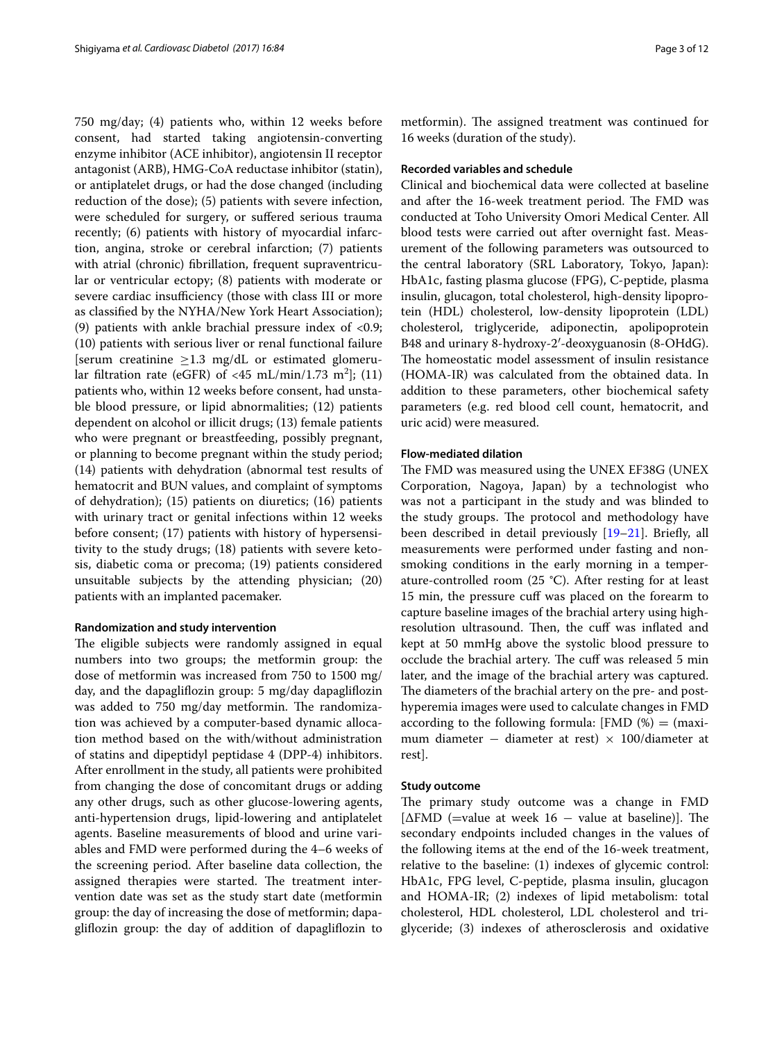750 mg/day; (4) patients who, within 12 weeks before consent, had started taking angiotensin-converting enzyme inhibitor (ACE inhibitor), angiotensin II receptor antagonist (ARB), HMG-CoA reductase inhibitor (statin), or antiplatelet drugs, or had the dose changed (including reduction of the dose); (5) patients with severe infection, were scheduled for surgery, or suffered serious trauma recently; (6) patients with history of myocardial infarction, angina, stroke or cerebral infarction; (7) patients with atrial (chronic) fibrillation, frequent supraventricular or ventricular ectopy; (8) patients with moderate or severe cardiac insufficiency (those with class III or more as classified by the NYHA/New York Heart Association); (9) patients with ankle brachial pressure index of <0.9; (10) patients with serious liver or renal functional failure [serum creatinine ≥1.3 mg/dL or estimated glomerular filtration rate (eGFR) of <45 mL/min/1.73 m$^2$]; (11) patients who, within 12 weeks before consent, had unstable blood pressure, or lipid abnormalities; (12) patients dependent on alcohol or illicit drugs; (13) female patients who were pregnant or breastfeeding, possibly pregnant, or planning to become pregnant within the study period; (14) patients with dehydration (abnormal test results of hematocrit and BUN values, and complaint of symptoms of dehydration); (15) patients on diuretics; (16) patients with urinary tract or genital infections within 12 weeks before consent; (17) patients with history of hypersensitivity to the study drugs; (18) patients with severe ketosis, diabetic coma or precoma; (19) patients considered unsuitable subjects by the attending physician; (20) patients with an implanted pacemaker.

### Randomization and study intervention

The eligible subjects were randomly assigned in equal numbers into two groups; the metformin group: the dose of metformin was increased from 750 to 1500 mg/day, and the dapagliflozin group: 5 mg/day dapagliflozin was added to 750 mg/day metformin. The randomization was achieved by a computer-based dynamic allocation method based on the with/without administration of statins and dipeptidyl peptidase 4 (DPP-4) inhibitors. After enrollment in the study, all patients were prohibited from changing the dose of concomitant drugs or adding any other drugs, such as other glucose-lowering agents, anti-hypertension drugs, lipid-lowering and antiplatelet agents. Baseline measurements of blood and urine variables and FMD were performed during the 4–6 weeks of the screening period. After baseline data collection, the assigned therapies were started. The treatment intervention date was set as the study start date (metformin group: the day of increasing the dose of metformin; dapagliflozin group: the day of addition of dapagliflozin to metformin). The assigned treatment was continued for 16 weeks (duration of the study).

### Recorded variables and schedule

Clinical and biochemical data were collected at baseline and after the 16-week treatment period. The FMD was conducted at Toho University Omori Medical Center. All blood tests were carried out after overnight fast. Measurement of the following parameters was outsourced to the central laboratory (SRL Laboratory, Tokyo, Japan): HbA1c, fasting plasma glucose (FPG), C-peptide, plasma insulin, glucagon, total cholesterol, high-density lipoprotein (HDL) cholesterol, low-density lipoprotein (LDL) cholesterol, triglyceride, adiponectin, apolipoprotein B48 and urinary 8-hydroxy-2′-deoxyguanosin (8-OHdG). The homeostatic model assessment of insulin resistance (HOMA-IR) was calculated from the obtained data. In addition to these parameters, other biochemical safety parameters (e.g. red blood cell count, hematocrit, and uric acid) were measured.

### Flow-mediated dilation

The FMD was measured using the UNEX EF38G (UNEX Corporation, Nagoya, Japan) by a technologist who was not a participant in the study and was blinded to the study groups. The protocol and methodology have been described in detail previously [19–21]. Briefly, all measurements were performed under fasting and nonsmoking conditions in the early morning in a temperature-controlled room (25 °C). After resting for at least 15 min, the pressure cuff was placed on the forearm to capture baseline images of the brachial artery using high-resolution ultrasound. Then, the cuff was inflated and kept at 50 mmHg above the systolic blood pressure to occlude the brachial artery. The cuff was released 5 min later, and the image of the brachial artery was captured. The diameters of the brachial artery on the pre- and post-hyperemia images were used to calculate changes in FMD according to the following formula: [FMD (%) = (maximum diameter − diameter at rest) × 100/diameter at rest].

### Study outcome

The primary study outcome was a change in FMD [ΔFMD (=value at week 16 − value at baseline)]. The secondary endpoints included changes in the values of the following items at the end of the 16-week treatment, relative to the baseline: (1) indexes of glycemic control: HbA1c, FPG level, C-peptide, plasma insulin, glucagon and HOMA-IR; (2) indexes of lipid metabolism: total cholesterol, HDL cholesterol, LDL cholesterol and triglyceride; (3) indexes of atherosclerosis and oxidative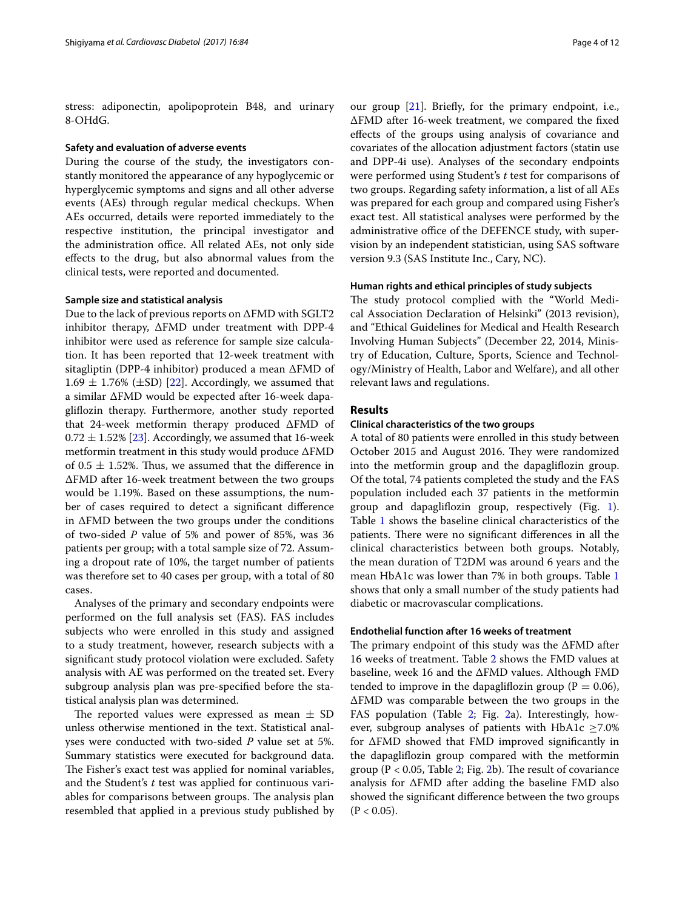stress: adiponectin, apolipoprotein B48, and urinary 8-OHdG.

### Safety and evaluation of adverse events

During the course of the study, the investigators constantly monitored the appearance of any hypoglycemic or hyperglycemic symptoms and signs and all other adverse events (AEs) through regular medical checkups. When AEs occurred, details were reported immediately to the respective institution, the principal investigator and the administration office. All related AEs, not only side effects to the drug, but also abnormal values from the clinical tests, were reported and documented.

### Sample size and statistical analysis

Due to the lack of previous reports on ΔFMD with SGLT2 inhibitor therapy, ΔFMD under treatment with DPP-4 inhibitor were used as reference for sample size calculation. It has been reported that 12-week treatment with sitagliptin (DPP-4 inhibitor) produced a mean ΔFMD of $1.69 \pm 1.76\%$ (±SD) [22]. Accordingly, we assumed that a similar ΔFMD would be expected after 16-week dapagliflozin therapy. Furthermore, another study reported that 24-week metformin therapy produced ΔFMD of $0.72 \pm 1.52\%$ [23]. Accordingly, we assumed that 16-week metformin treatment in this study would produce ΔFMD of $0.5 \pm 1.52\%$. Thus, we assumed that the difference in ΔFMD after 16-week treatment between the two groups would be 1.19%. Based on these assumptions, the number of cases required to detect a significant difference in ΔFMD between the two groups under the conditions of two-sided *P* value of 5% and power of 85%, was 36 patients per group; with a total sample size of 72. Assuming a dropout rate of 10%, the target number of patients was therefore set to 40 cases per group, with a total of 80 cases.

Analyses of the primary and secondary endpoints were performed on the full analysis set (FAS). FAS includes subjects who were enrolled in this study and assigned to a study treatment, however, research subjects with a significant study protocol violation were excluded. Safety analysis with AE was performed on the treated set. Every subgroup analysis plan was pre-specified before the statistical analysis plan was determined.

The reported values were expressed as mean ± SD unless otherwise mentioned in the text. Statistical analyses were conducted with two-sided *P* value set at 5%. Summary statistics were executed for background data. The Fisher's exact test was applied for nominal variables, and the Student's *t* test was applied for continuous variables for comparisons between groups. The analysis plan resembled that applied in a previous study published by our group [21]. Briefly, for the primary endpoint, i.e., ΔFMD after 16-week treatment, we compared the fixed effects of the groups using analysis of covariance and covariates of the allocation adjustment factors (statin use and DPP-4i use). Analyses of the secondary endpoints were performed using Student's *t* test for comparisons of two groups. Regarding safety information, a list of all AEs was prepared for each group and compared using Fisher's exact test. All statistical analyses were performed by the administrative office of the DEFENCE study, with supervision by an independent statistician, using SAS software version 9.3 (SAS Institute Inc., Cary, NC).

### Human rights and ethical principles of study subjects

The study protocol complied with the "World Medical Association Declaration of Helsinki" (2013 revision), and "Ethical Guidelines for Medical and Health Research Involving Human Subjects" (December 22, 2014, Ministry of Education, Culture, Sports, Science and Technology/Ministry of Health, Labor and Welfare), and all other relevant laws and regulations.

## Results

### Clinical characteristics of the two groups

A total of 80 patients were enrolled in this study between October 2015 and August 2016. They were randomized into the metformin group and the dapagliflozin group. Of the total, 74 patients completed the study and the FAS population included each 37 patients in the metformin group and dapagliflozin group, respectively (Fig. 1). Table 1 shows the baseline clinical characteristics of the patients. There were no significant differences in all the clinical characteristics between both groups. Notably, the mean duration of T2DM was around 6 years and the mean HbA1c was lower than 7% in both groups. Table 1 shows that only a small number of the study patients had diabetic or macrovascular complications.

### Endothelial function after 16 weeks of treatment

The primary endpoint of this study was the ΔFMD after 16 weeks of treatment. Table 2 shows the FMD values at baseline, week 16 and the ΔFMD values. Although FMD tended to improve in the dapagliflozin group ($P = 0.06$), ΔFMD was comparable between the two groups in the FAS population (Table 2; Fig. 2a). Interestingly, however, subgroup analyses of patients with HbA1c ≥7.0% for ΔFMD showed that FMD improved significantly in the dapagliflozin group compared with the metformin group ($P < 0.05$, Table 2; Fig. 2b). The result of covariance analysis for ΔFMD after adding the baseline FMD also showed the significant difference between the two groups ($P < 0.05$).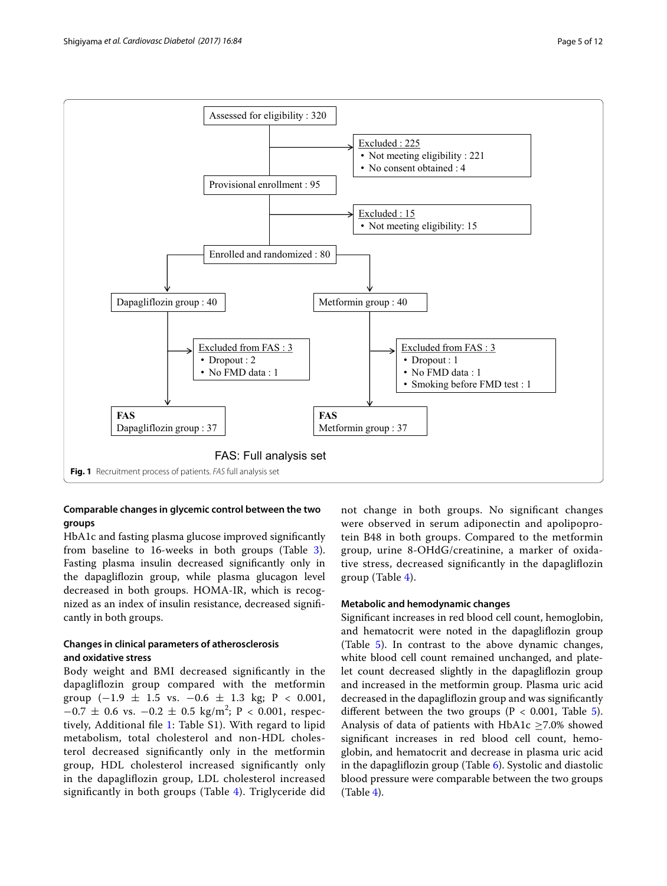Assessed for eligibility : 320

Excluded : 225
- Not meeting eligibility : 221
- No consent obtained : 4

Provisional enrollment : 95

Excluded : 15
- Not meeting eligibility: 15

Enrolled and randomized : 80

Dapagliflozin group : 40

Excluded from FAS : 3
- Dropout : 2
- No FMD data : 1

**FAS**
Dapagliflozin group : 37

Metformin group : 40

Excluded from FAS : 3
- Dropout : 1
- No FMD data : 1
- Smoking before FMD test : 1

**FAS**
Metformin group : 37

FAS: Full analysis set

**Fig. 1** Recruitment process of patients. *FAS* full analysis set

### Comparable changes in glycemic control between the two groups

HbA1c and fasting plasma glucose improved significantly from baseline to 16-weeks in both groups (Table 3). Fasting plasma insulin decreased significantly only in the dapagliflozin group, while plasma glucagon level decreased in both groups. HOMA-IR, which is recognized as an index of insulin resistance, decreased significantly in both groups.

### Changes in clinical parameters of atherosclerosis and oxidative stress

Body weight and BMI decreased significantly in the dapagliflozin group compared with the metformin group ($-1.9 \pm 1.5$ vs. $-0.6 \pm 1.3$ kg; $P < 0.001$, $-0.7 \pm 0.6$ vs. $-0.2 \pm 0.5$ kg/m$^2$; $P < 0.001$, respectively, Additional file 1: Table S1). With regard to lipid metabolism, total cholesterol and non-HDL cholesterol decreased significantly only in the metformin group, HDL cholesterol increased significantly only in the dapagliflozin group, LDL cholesterol increased significantly in both groups (Table 4). Triglyceride did not change in both groups. No significant changes were observed in serum adiponectin and apolipoprotein B48 in both groups. Compared to the metformin group, urine 8-OHdG/creatinine, a marker of oxidative stress, decreased significantly in the dapagliflozin group (Table 4).

### Metabolic and hemodynamic changes

Significant increases in red blood cell count, hemoglobin, and hematocrit were noted in the dapagliflozin group (Table 5). In contrast to the above dynamic changes, white blood cell count remained unchanged, and platelet count decreased slightly in the dapagliflozin group and increased in the metformin group. Plasma uric acid decreased in the dapagliflozin group and was significantly different between the two groups ($P < 0.001$, Table 5). Analysis of data of patients with HbA1c $\geq$7.0% showed significant increases in red blood cell count, hemoglobin, and hematocrit and decrease in plasma uric acid in the dapagliflozin group (Table 6). Systolic and diastolic blood pressure were comparable between the two groups (Table 4).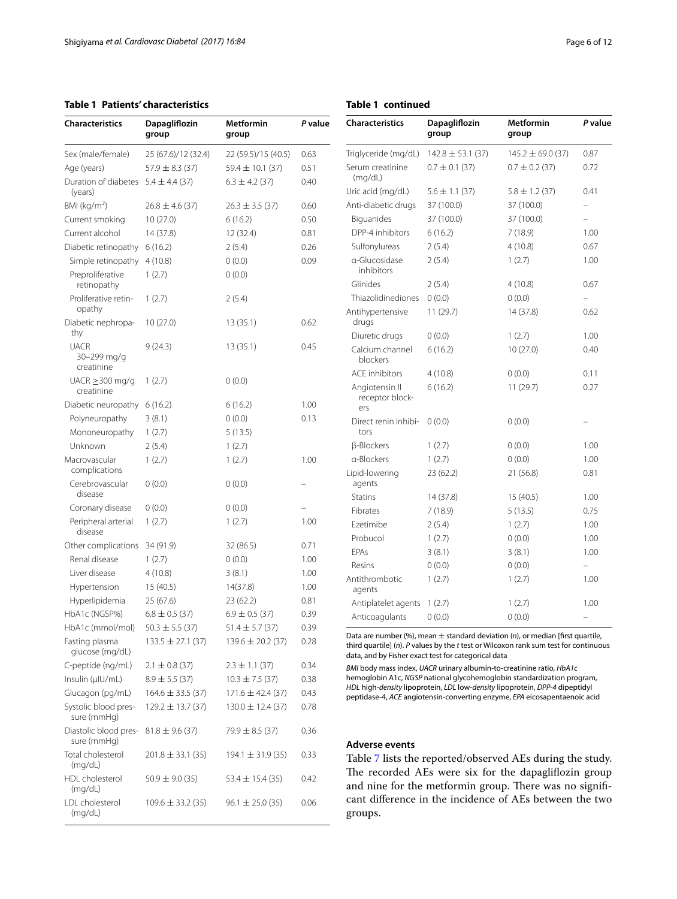**Table 1 Patients' characteristics**

| Characteristics | Dapagliflozin group | Metformin group | *P* value |
|---|---|---|---|
| Sex (male/female) | 25 (67.6)/12 (32.4) | 22 (59.5)/15 (40.5) | 0.63 |
| Age (years) | 57.9 ± 8.3 (37) | 59.4 ± 10.1 (37) | 0.51 |
| Duration of diabetes (years) | 5.4 ± 4.4 (37) | 6.3 ± 4.2 (37) | 0.40 |
| BMI (kg/m$^2$) | 26.8 ± 4.6 (37) | 26.3 ± 3.5 (37) | 0.60 |
| Current smoking | 10 (27.0) | 6 (16.2) | 0.50 |
| Current alcohol | 14 (37.8) | 12 (32.4) | 0.81 |
| Diabetic retinopathy | 6 (16.2) | 2 (5.4) | 0.26 |
| Simple retinopathy | 4 (10.8) | 0 (0.0) | 0.09 |
| Preproliferative retinopathy | 1 (2.7) | 0 (0.0) | |
| Proliferative retinopathy | 1 (2.7) | 2 (5.4) | |
| Diabetic nephropathy | 10 (27.0) | 13 (35.1) | 0.62 |
| UACR 30–299 mg/g creatinine | 9 (24.3) | 13 (35.1) | 0.45 |
| UACR ≥300 mg/g creatinine | 1 (2.7) | 0 (0.0) | |
| Diabetic neuropathy | 6 (16.2) | 6 (16.2) | 1.00 |
| Polyneuropathy | 3 (8.1) | 0 (0.0) | 0.13 |
| Mononeuropathy | 1 (2.7) | 5 (13.5) | |
| Unknown | 2 (5.4) | 1 (2.7) | |
| Macrovascular complications | 1 (2.7) | 1 (2.7) | 1.00 |
| Cerebrovascular disease | 0 (0.0) | 0 (0.0) | – |
| Coronary disease | 0 (0.0) | 0 (0.0) | – |
| Peripheral arterial disease | 1 (2.7) | 1 (2.7) | 1.00 |
| Other complications | 34 (91.9) | 32 (86.5) | 0.71 |
| Renal disease | 1 (2.7) | 0 (0.0) | 1.00 |
| Liver disease | 4 (10.8) | 3 (8.1) | 1.00 |
| Hypertension | 15 (40.5) | 14(37.8) | 1.00 |
| Hyperlipidemia | 25 (67.6) | 23 (62.2) | 0.81 |
| HbA1c (NGSP%) | 6.8 ± 0.5 (37) | 6.9 ± 0.5 (37) | 0.39 |
| HbA1c (mmol/mol) | 50.3 ± 5.5 (37) | 51.4 ± 5.7 (37) | 0.39 |
| Fasting plasma glucose (mg/dL) | 133.5 ± 27.1 (37) | 139.6 ± 20.2 (37) | 0.28 |
| C-peptide (ng/mL) | 2.1 ± 0.8 (37) | 2.3 ± 1.1 (37) | 0.34 |
| Insulin (μIU/mL) | 8.9 ± 5.5 (37) | 10.3 ± 7.5 (37) | 0.38 |
| Glucagon (pg/mL) | 164.6 ± 33.5 (37) | 171.6 ± 42.4 (37) | 0.43 |
| Systolic blood pressure (mmHg) | 129.2 ± 13.7 (37) | 130.0 ± 12.4 (37) | 0.78 |
| Diastolic blood pressure (mmHg) | 81.8 ± 9.6 (37) | 79.9 ± 8.5 (37) | 0.36 |
| Total cholesterol (mg/dL) | 201.8 ± 33.1 (35) | 194.1 ± 31.9 (35) | 0.33 |
| HDL cholesterol (mg/dL) | 50.9 ± 9.0 (35) | 53.4 ± 15.4 (35) | 0.42 |
| LDL cholesterol (mg/dL) | 109.6 ± 33.2 (35) | 96.1 ± 25.0 (35) | 0.06 |
| Triglyceride (mg/dL) | 142.8 ± 53.1 (37) | 145.2 ± 69.0 (37) | 0.87 |
| Serum creatinine (mg/dL) | 0.7 ± 0.1 (37) | 0.7 ± 0.2 (37) | 0.72 |
| Uric acid (mg/dL) | 5.6 ± 1.1 (37) | 5.8 ± 1.2 (37) | 0.41 |
| Anti-diabetic drugs | 37 (100.0) | 37 (100.0) | – |
| Biguanides | 37 (100.0) | 37 (100.0) | – |
| DPP-4 inhibitors | 6 (16.2) | 7 (18.9) | 1.00 |
| Sulfonylureas | 2 (5.4) | 4 (10.8) | 0.67 |
| α-Glucosidase inhibitors | 2 (5.4) | 1 (2.7) | 1.00 |
| Glinides | 2 (5.4) | 4 (10.8) | 0.67 |
| Thiazolidinediones | 0 (0.0) | 0 (0.0) | – |
| Antihypertensive drugs | 11 (29.7) | 14 (37.8) | 0.62 |
| Diuretic drugs | 0 (0.0) | 1 (2.7) | 1.00 |
| Calcium channel blockers | 6 (16.2) | 10 (27.0) | 0.40 |
| ACE inhibitors | 4 (10.8) | 0 (0.0) | 0.11 |
| Angiotensin II receptor blockers | 6 (16.2) | 11 (29.7) | 0.27 |
| Direct renin inhibitors | 0 (0.0) | 0 (0.0) | – |
| β-Blockers | 1 (2.7) | 0 (0.0) | 1.00 |
| α-Blockers | 1 (2.7) | 0 (0.0) | 1.00 |
| Lipid-lowering agents | 23 (62.2) | 21 (56.8) | 0.81 |
| Statins | 14 (37.8) | 15 (40.5) | 1.00 |
| Fibrates | 7 (18.9) | 5 (13.5) | 0.75 |
| Ezetimibe | 2 (5.4) | 1 (2.7) | 1.00 |
| Probucol | 1 (2.7) | 0 (0.0) | 1.00 |
| EPAs | 3 (8.1) | 3 (8.1) | 1.00 |
| Resins | 0 (0.0) | 0 (0.0) | – |
| Antithrombotic agents | 1 (2.7) | 1 (2.7) | 1.00 |
| Antiplatelet agents | 1 (2.7) | 1 (2.7) | 1.00 |
| Anticoagulants | 0 (0.0) | 0 (0.0) | – |

Data are number (%), mean ± standard deviation (*n*), or median [first quartile, third quartile] (*n*). *P* values by the *t* test or Wilcoxon rank sum test for continuous data, and by Fisher exact test for categorical data

*BMI* body mass index, *UACR* urinary albumin-to-creatinine ratio, *HbA1c* hemoglobin A1c, *NGSP* national glycohemoglobin standardization program, *HDL* high-density lipoprotein, *LDL* low-density lipoprotein, *DPP-4* dipeptidyl peptidase-4, *ACE* angiotensin-converting enzyme, *EPA* eicosapentaenoic acid

### Adverse events

Table 7 lists the reported/observed AEs during the study. The recorded AEs were six for the dapagliflozin group and nine for the metformin group. There was no significant difference in the incidence of AEs between the two groups.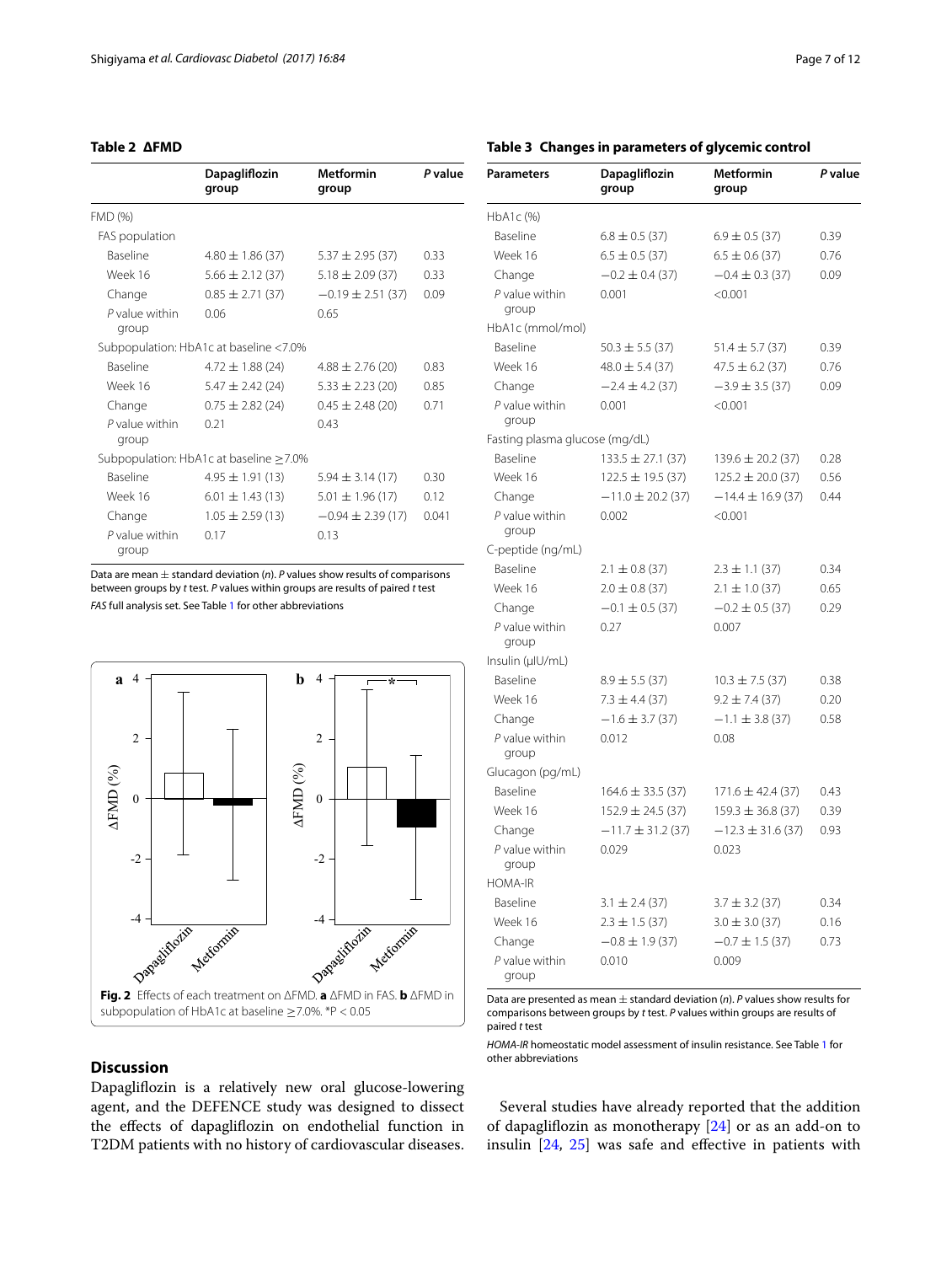**Table 2 ΔFMD**

| | Dapagliflozin group | Metformin group | *P* value |
|---|---|---|---|
| FMD (%) | | | |
| FAS population | | | |
| Baseline | 4.80 ± 1.86 (37) | 5.37 ± 2.95 (37) | 0.33 |
| Week 16 | 5.66 ± 2.12 (37) | 5.18 ± 2.09 (37) | 0.33 |
| Change | 0.85 ± 2.71 (37) | −0.19 ± 2.51 (37) | 0.09 |
| *P* value within group | 0.06 | 0.65 | |
| Subpopulation: HbA1c at baseline <7.0% | | | |
| Baseline | 4.72 ± 1.88 (24) | 4.88 ± 2.76 (20) | 0.83 |
| Week 16 | 5.47 ± 2.42 (24) | 5.33 ± 2.23 (20) | 0.85 |
| Change | 0.75 ± 2.82 (24) | 0.45 ± 2.48 (20) | 0.71 |
| *P* value within group | 0.21 | 0.43 | |
| Subpopulation: HbA1c at baseline ≥7.0% | | | |
| Baseline | 4.95 ± 1.91 (13) | 5.94 ± 3.14 (17) | 0.30 |
| Week 16 | 6.01 ± 1.43 (13) | 5.01 ± 1.96 (17) | 0.12 |
| Change | 1.05 ± 2.59 (13) | −0.94 ± 2.39 (17) | 0.041 |
| *P* value within group | 0.17 | 0.13 | |

Data are mean ± standard deviation (*n*). *P* values show results of comparisons between groups by *t* test. *P* values within groups are results of paired *t* test

*FAS* full analysis set. See Table 1 for other abbreviations

**Fig. 2** Effects of each treatment on ΔFMD. **a** ΔFMD in FAS. **b** ΔFMD in subpopulation of HbA1c at baseline ≥7.0%. *P < 0.05

**Table 3 Changes in parameters of glycemic control**

| Parameters | Dapagliflozin group | Metformin group | *P* value |
|---|---|---|---|
| HbA1c (%) | | | |
| Baseline | 6.8 ± 0.5 (37) | 6.9 ± 0.5 (37) | 0.39 |
| Week 16 | 6.5 ± 0.5 (37) | 6.5 ± 0.6 (37) | 0.76 |
| Change | −0.2 ± 0.4 (37) | −0.4 ± 0.3 (37) | 0.09 |
| *P* value within group | 0.001 | <0.001 | |
| HbA1c (mmol/mol) | | | |
| Baseline | 50.3 ± 5.5 (37) | 51.4 ± 5.7 (37) | 0.39 |
| Week 16 | 48.0 ± 5.4 (37) | 47.5 ± 6.2 (37) | 0.76 |
| Change | −2.4 ± 4.2 (37) | −3.9 ± 3.5 (37) | 0.09 |
| *P* value within group | 0.001 | <0.001 | |
| Fasting plasma glucose (mg/dL) | | | |
| Baseline | 133.5 ± 27.1 (37) | 139.6 ± 20.2 (37) | 0.28 |
| Week 16 | 122.5 ± 19.5 (37) | 125.2 ± 20.0 (37) | 0.56 |
| Change | −11.0 ± 20.2 (37) | −14.4 ± 16.9 (37) | 0.44 |
| *P* value within group | 0.002 | <0.001 | |
| C-peptide (ng/mL) | | | |
| Baseline | 2.1 ± 0.8 (37) | 2.3 ± 1.1 (37) | 0.34 |
| Week 16 | 2.0 ± 0.8 (37) | 2.1 ± 1.0 (37) | 0.65 |
| Change | −0.1 ± 0.5 (37) | −0.2 ± 0.5 (37) | 0.29 |
| *P* value within group | 0.27 | 0.007 | |
| Insulin (μIU/mL) | | | |
| Baseline | 8.9 ± 5.5 (37) | 10.3 ± 7.5 (37) | 0.38 |
| Week 16 | 7.3 ± 4.4 (37) | 9.2 ± 7.4 (37) | 0.20 |
| Change | −1.6 ± 3.7 (37) | −1.1 ± 3.8 (37) | 0.58 |
| *P* value within group | 0.012 | 0.08 | |
| Glucagon (pg/mL) | | | |
| Baseline | 164.6 ± 33.5 (37) | 171.6 ± 42.4 (37) | 0.43 |
| Week 16 | 152.9 ± 24.5 (37) | 159.3 ± 36.8 (37) | 0.39 |
| Change | −11.7 ± 31.2 (37) | −12.3 ± 31.6 (37) | 0.93 |
| *P* value within group | 0.029 | 0.023 | |
| HOMA-IR | | | |
| Baseline | 3.1 ± 2.4 (37) | 3.7 ± 3.2 (37) | 0.34 |
| Week 16 | 2.3 ± 1.5 (37) | 3.0 ± 3.0 (37) | 0.16 |
| Change | −0.8 ± 1.9 (37) | −0.7 ± 1.5 (37) | 0.73 |
| *P* value within group | 0.010 | 0.009 | |

Data are presented as mean ± standard deviation (*n*). *P* values show results for comparisons between groups by *t* test. *P* values within groups are results of paired *t* test

*HOMA-IR* homeostatic model assessment of insulin resistance. See Table 1 for other abbreviations

## Discussion

Dapagliflozin is a relatively new oral glucose-lowering agent, and the DEFENCE study was designed to dissect the effects of dapagliflozin on endothelial function in T2DM patients with no history of cardiovascular diseases. Several studies have already reported that the addition of dapagliflozin as monotherapy [24] or as an add-on to insulin [24, 25] was safe and effective in patients with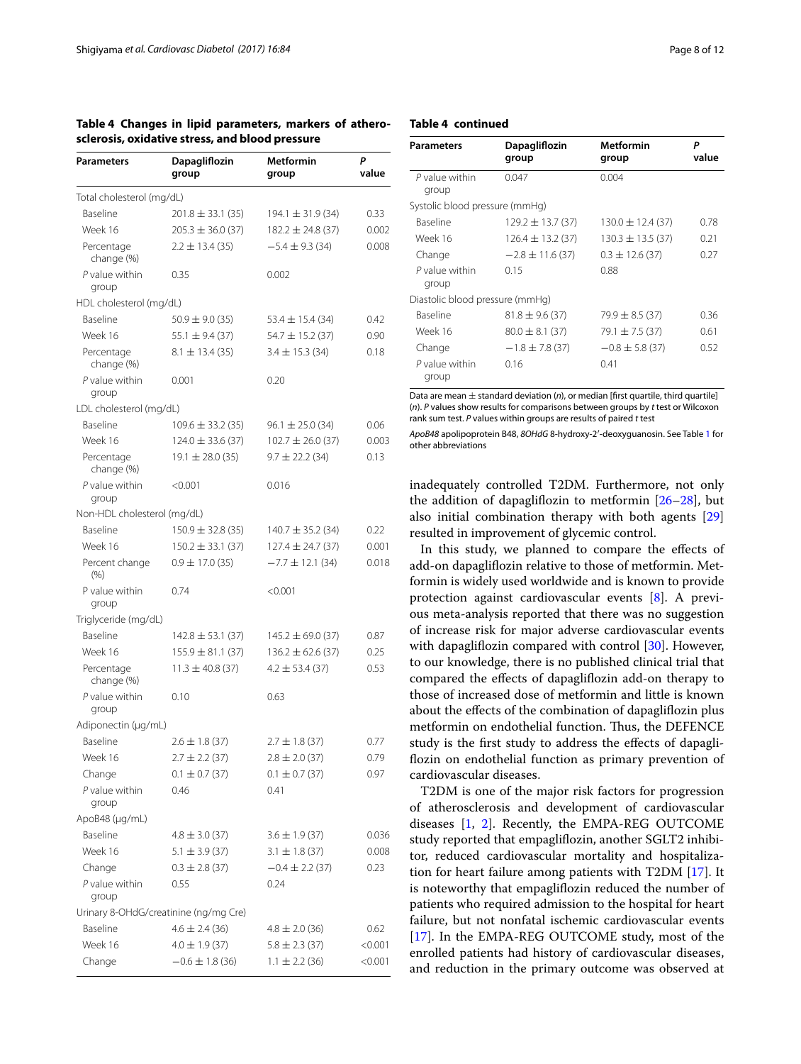**Table 4 Changes in lipid parameters, markers of atherosclerosis, oxidative stress, and blood pressure**

| Parameters | Dapagliflozin group | Metformin group | P value |
|---|---|---|---|
| Total cholesterol (mg/dL) | | | |
| Baseline | 201.8 ± 33.1 (35) | 194.1 ± 31.9 (34) | 0.33 |
| Week 16 | 205.3 ± 36.0 (37) | 182.2 ± 24.8 (37) | 0.002 |
| Percentage change (%) | 2.2 ± 13.4 (35) | −5.4 ± 9.3 (34) | 0.008 |
| *P* value within group | 0.35 | 0.002 | |
| HDL cholesterol (mg/dL) | | | |
| Baseline | 50.9 ± 9.0 (35) | 53.4 ± 15.4 (34) | 0.42 |
| Week 16 | 55.1 ± 9.4 (37) | 54.7 ± 15.2 (37) | 0.90 |
| Percentage change (%) | 8.1 ± 13.4 (35) | 3.4 ± 15.3 (34) | 0.18 |
| *P* value within group | 0.001 | 0.20 | |
| LDL cholesterol (mg/dL) | | | |
| Baseline | 109.6 ± 33.2 (35) | 96.1 ± 25.0 (34) | 0.06 |
| Week 16 | 124.0 ± 33.6 (37) | 102.7 ± 26.0 (37) | 0.003 |
| Percentage change (%) | 19.1 ± 28.0 (35) | 9.7 ± 22.2 (34) | 0.13 |
| *P* value within group | <0.001 | 0.016 | |
| Non-HDL cholesterol (mg/dL) | | | |
| Baseline | 150.9 ± 32.8 (35) | 140.7 ± 35.2 (34) | 0.22 |
| Week 16 | 150.2 ± 33.1 (37) | 127.4 ± 24.7 (37) | 0.001 |
| Percent change (%) | 0.9 ± 17.0 (35) | −7.7 ± 12.1 (34) | 0.018 |
| P value within group | 0.74 | <0.001 | |
| Triglyceride (mg/dL) | | | |
| Baseline | 142.8 ± 53.1 (37) | 145.2 ± 69.0 (37) | 0.87 |
| Week 16 | 155.9 ± 81.1 (37) | 136.2 ± 62.6 (37) | 0.25 |
| Percentage change (%) | 11.3 ± 40.8 (37) | 4.2 ± 53.4 (37) | 0.53 |
| *P* value within group | 0.10 | 0.63 | |
| Adiponectin (μg/mL) | | | |
| Baseline | 2.6 ± 1.8 (37) | 2.7 ± 1.8 (37) | 0.77 |
| Week 16 | 2.7 ± 2.2 (37) | 2.8 ± 2.0 (37) | 0.79 |
| Change | 0.1 ± 0.7 (37) | 0.1 ± 0.7 (37) | 0.97 |
| *P* value within group | 0.46 | 0.41 | |
| ApoB48 (μg/mL) | | | |
| Baseline | 4.8 ± 3.0 (37) | 3.6 ± 1.9 (37) | 0.036 |
| Week 16 | 5.1 ± 3.9 (37) | 3.1 ± 1.8 (37) | 0.008 |
| Change | 0.3 ± 2.8 (37) | −0.4 ± 2.2 (37) | 0.23 |
| *P* value within group | 0.55 | 0.24 | |
| Urinary 8-OHdG/creatinine (ng/mg Cre) | | | |
| Baseline | 4.6 ± 2.4 (36) | 4.8 ± 2.0 (36) | 0.62 |
| Week 16 | 4.0 ± 1.9 (37) | 5.8 ± 2.3 (37) | <0.001 |
| Change | −0.6 ± 1.8 (36) | 1.1 ± 2.2 (36) | <0.001 |
| *P* value within group | 0.047 | 0.004 | |
| Systolic blood pressure (mmHg) | | | |
| Baseline | 129.2 ± 13.7 (37) | 130.0 ± 12.4 (37) | 0.78 |
| Week 16 | 126.4 ± 13.2 (37) | 130.3 ± 13.5 (37) | 0.21 |
| Change | −2.8 ± 11.6 (37) | 0.3 ± 12.6 (37) | 0.27 |
| *P* value within group | 0.15 | 0.88 | |
| Diastolic blood pressure (mmHg) | | | |
| Baseline | 81.8 ± 9.6 (37) | 79.9 ± 8.5 (37) | 0.36 |
| Week 16 | 80.0 ± 8.1 (37) | 79.1 ± 7.5 (37) | 0.61 |
| Change | −1.8 ± 7.8 (37) | −0.8 ± 5.8 (37) | 0.52 |
| *P* value within group | 0.16 | 0.41 | |

Data are mean ± standard deviation (*n*), or median [first quartile, third quartile] (*n*). *P* values show results for comparisons between groups by *t* test or Wilcoxon rank sum test. *P* values within groups are results of paired *t* test

*ApoB48* apolipoprotein B48, *8OHdG* 8-hydroxy-2′-deoxyguanosin. See Table 1 for other abbreviations

inadequately controlled T2DM. Furthermore, not only the addition of dapagliflozin to metformin [26–28], but also initial combination therapy with both agents [29] resulted in improvement of glycemic control.

In this study, we planned to compare the effects of add-on dapagliflozin relative to those of metformin. Metformin is widely used worldwide and is known to provide protection against cardiovascular events [8]. A previous meta-analysis reported that there was no suggestion of increase risk for major adverse cardiovascular events with dapagliflozin compared with control [30]. However, to our knowledge, there is no published clinical trial that compared the effects of dapagliflozin add-on therapy to those of increased dose of metformin and little is known about the effects of the combination of dapagliflozin plus metformin on endothelial function. Thus, the DEFENCE study is the first study to address the effects of dapagliflozin on endothelial function as primary prevention of cardiovascular diseases.

T2DM is one of the major risk factors for progression of atherosclerosis and development of cardiovascular diseases [1, 2]. Recently, the EMPA-REG OUTCOME study reported that empagliflozin, another SGLT2 inhibitor, reduced cardiovascular mortality and hospitalization for heart failure among patients with T2DM [17]. It is noteworthy that empagliflozin reduced the number of patients who required admission to the hospital for heart failure, but not nonfatal ischemic cardiovascular events [17]. In the EMPA-REG OUTCOME study, most of the enrolled patients had history of cardiovascular diseases, and reduction in the primary outcome was observed at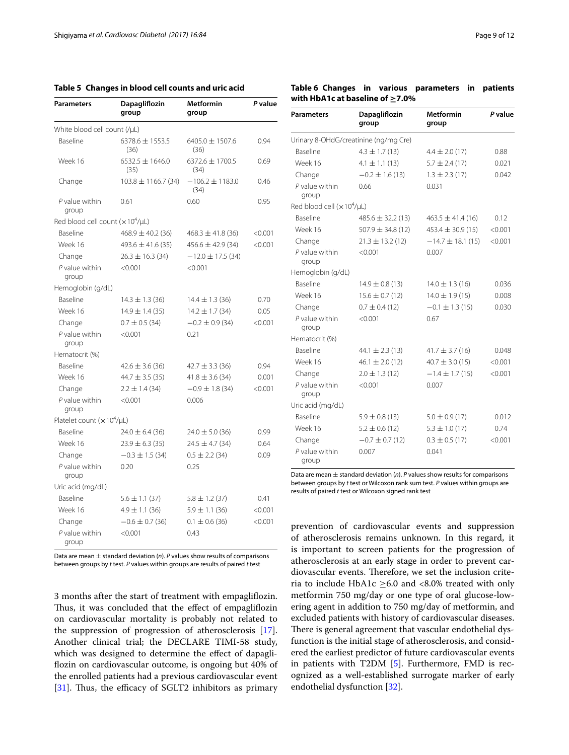**Table 5 Changes in blood cell counts and uric acid**

| Parameters | Dapagliflozin group | Metformin group | *P* value |
|---|---|---|---|
| White blood cell count (/μL) | | | |
| Baseline | 6378.6 ± 1553.5 (36) | 6405.0 ± 1507.6 (36) | 0.94 |
| Week 16 | 6532.5 ± 1646.0 (35) | 6372.6 ± 1700.5 (34) | 0.69 |
| Change | 103.8 ± 1166.7 (34) | −106.2 ± 1183.0 (34) | 0.46 |
| *P* value within group | 0.61 | 0.60 | 0.95 |
| Red blood cell count ($\times 10^4$/μL) | | | |
| Baseline | 468.9 ± 40.2 (36) | 468.3 ± 41.8 (36) | <0.001 |
| Week 16 | 493.6 ± 41.6 (35) | 456.6 ± 42.9 (34) | <0.001 |
| Change | 26.3 ± 16.3 (34) | −12.0 ± 17.5 (34) | |
| *P* value within group | <0.001 | <0.001 | |
| Hemoglobin (g/dL) | | | |
| Baseline | 14.3 ± 1.3 (36) | 14.4 ± 1.3 (36) | 0.70 |
| Week 16 | 14.9 ± 1.4 (35) | 14.2 ± 1.7 (34) | 0.05 |
| Change | 0.7 ± 0.5 (34) | −0.2 ± 0.9 (34) | <0.001 |
| *P* value within group | <0.001 | 0.21 | |
| Hematocrit (%) | | | |
| Baseline | 42.6 ± 3.6 (36) | 42.7 ± 3.3 (36) | 0.94 |
| Week 16 | 44.7 ± 3.5 (35) | 41.8 ± 3.6 (34) | 0.001 |
| Change | 2.2 ± 1.4 (34) | −0.9 ± 1.8 (34) | <0.001 |
| *P* value within group | <0.001 | 0.006 | |
| Platelet count ($\times 10^4$/μL) | | | |
| Baseline | 24.0 ± 6.4 (36) | 24.0 ± 5.0 (36) | 0.99 |
| Week 16 | 23.9 ± 6.3 (35) | 24.5 ± 4.7 (34) | 0.64 |
| Change | −0.3 ± 1.5 (34) | 0.5 ± 2.2 (34) | 0.09 |
| *P* value within group | 0.20 | 0.25 | |
| Uric acid (mg/dL) | | | |
| Baseline | 5.6 ± 1.1 (37) | 5.8 ± 1.2 (37) | 0.41 |
| Week 16 | 4.9 ± 1.1 (36) | 5.9 ± 1.1 (36) | <0.001 |
| Change | −0.6 ± 0.7 (36) | 0.1 ± 0.6 (36) | <0.001 |
| *P* value within group | <0.001 | 0.43 | |

Data are mean ± standard deviation (*n*). *P* values show results of comparisons between groups by *t* test. *P* values within groups are results of paired *t* test

3 months after the start of treatment with empagliflozin. Thus, it was concluded that the effect of empagliflozin on cardiovascular mortality is probably not related to the suppression of progression of atherosclerosis [17]. Another clinical trial; the DECLARE TIMI-58 study, which was designed to determine the effect of dapagliflozin on cardiovascular outcome, is ongoing but 40% of the enrolled patients had a previous cardiovascular event [31]. Thus, the efficacy of SGLT2 inhibitors as primary prevention of cardiovascular events and suppression of atherosclerosis remains unknown. In this regard, it is important to screen patients for the progression of atherosclerosis at an early stage in order to prevent cardiovascular events. Therefore, we set the inclusion criteria to include HbA1c ≥6.0 and <8.0% treated with only metformin 750 mg/day or one type of oral glucose-lowering agent in addition to 750 mg/day of metformin, and excluded patients with history of cardiovascular diseases. There is general agreement that vascular endothelial dysfunction is the initial stage of atherosclerosis, and considered the earliest predictor of future cardiovascular events in patients with T2DM [5]. Furthermore, FMD is recognized as a well-established surrogate marker of early endothelial dysfunction [32].

**Table 6 Changes in various parameters in patients with HbA1c at baseline of ≥7.0%**

| Parameters | Dapagliflozin group | Metformin group | *P* value |
|---|---|---|---|
| Urinary 8-OHdG/creatinine (ng/mg Cre) | | | |
| Baseline | 4.3 ± 1.7 (13) | 4.4 ± 2.0 (17) | 0.88 |
| Week 16 | 4.1 ± 1.1 (13) | 5.7 ± 2.4 (17) | 0.021 |
| Change | −0.2 ± 1.6 (13) | 1.3 ± 2.3 (17) | 0.042 |
| *P* value within group | 0.66 | 0.031 | |
| Red blood cell ($\times 10^4$/μL) | | | |
| Baseline | 485.6 ± 32.2 (13) | 463.5 ± 41.4 (16) | 0.12 |
| Week 16 | 507.9 ± 34.8 (12) | 453.4 ± 30.9 (15) | <0.001 |
| Change | 21.3 ± 13.2 (12) | −14.7 ± 18.1 (15) | <0.001 |
| *P* value within group | <0.001 | 0.007 | |
| Hemoglobin (g/dL) | | | |
| Baseline | 14.9 ± 0.8 (13) | 14.0 ± 1.3 (16) | 0.036 |
| Week 16 | 15.6 ± 0.7 (12) | 14.0 ± 1.9 (15) | 0.008 |
| Change | 0.7 ± 0.4 (12) | −0.1 ± 1.3 (15) | 0.030 |
| *P* value within group | <0.001 | 0.67 | |
| Hematocrit (%) | | | |
| Baseline | 44.1 ± 2.3 (13) | 41.7 ± 3.7 (16) | 0.048 |
| Week 16 | 46.1 ± 2.0 (12) | 40.7 ± 3.0 (15) | <0.001 |
| Change | 2.0 ± 1.3 (12) | −1.4 ± 1.7 (15) | <0.001 |
| *P* value within group | <0.001 | 0.007 | |
| Uric acid (mg/dL) | | | |
| Baseline | 5.9 ± 0.8 (13) | 5.0 ± 0.9 (17) | 0.012 |
| Week 16 | 5.2 ± 0.6 (12) | 5.3 ± 1.0 (17) | 0.74 |
| Change | −0.7 ± 0.7 (12) | 0.3 ± 0.5 (17) | <0.001 |
| *P* value within group | 0.007 | 0.041 | |

Data are mean ± standard deviation (*n*). *P* values show results for comparisons between groups by *t* test or Wilcoxon rank sum test. *P* values within groups are results of paired *t* test or Wilcoxon signed rank test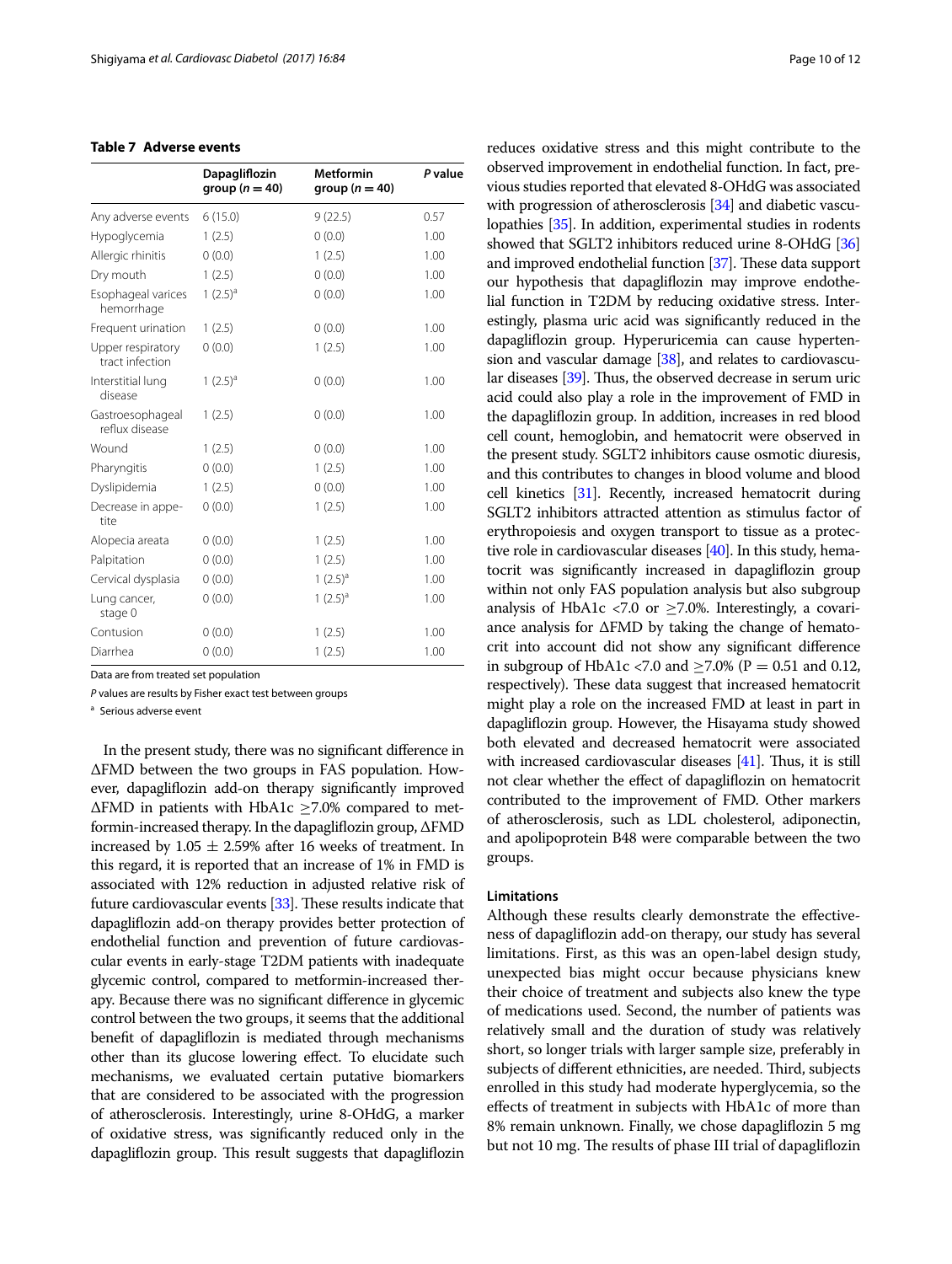**Table 7 Adverse events**

| | Dapagliflozin group (*n* = 40) | Metformin group (*n* = 40) | *P* value |
|---|---|---|---|
| Any adverse events | 6 (15.0) | 9 (22.5) | 0.57 |
| Hypoglycemia | 1 (2.5) | 0 (0.0) | 1.00 |
| Allergic rhinitis | 0 (0.0) | 1 (2.5) | 1.00 |
| Dry mouth | 1 (2.5) | 0 (0.0) | 1.00 |
| Esophageal varices hemorrhage | 1 (2.5)[a] | 0 (0.0) | 1.00 |
| Frequent urination | 1 (2.5) | 0 (0.0) | 1.00 |
| Upper respiratory tract infection | 0 (0.0) | 1 (2.5) | 1.00 |
| Interstitial lung disease | 1 (2.5)[a] | 0 (0.0) | 1.00 |
| Gastroesophageal reflux disease | 1 (2.5) | 0 (0.0) | 1.00 |
| Wound | 1 (2.5) | 0 (0.0) | 1.00 |
| Pharyngitis | 0 (0.0) | 1 (2.5) | 1.00 |
| Dyslipidemia | 1 (2.5) | 0 (0.0) | 1.00 |
| Decrease in appetite | 0 (0.0) | 1 (2.5) | 1.00 |
| Alopecia areata | 0 (0.0) | 1 (2.5) | 1.00 |
| Palpitation | 0 (0.0) | 1 (2.5) | 1.00 |
| Cervical dysplasia | 0 (0.0) | 1 (2.5)[a] | 1.00 |
| Lung cancer, stage 0 | 0 (0.0) | 1 (2.5)[a] | 1.00 |
| Contusion | 0 (0.0) | 1 (2.5) | 1.00 |
| Diarrhea | 0 (0.0) | 1 (2.5) | 1.00 |

Data are from treated set population

*P* values are results by Fisher exact test between groups

[a] Serious adverse event

In the present study, there was no significant difference in ΔFMD between the two groups in FAS population. However, dapagliflozin add-on therapy significantly improved ΔFMD in patients with HbA1c ≥7.0% compared to metformin-increased therapy. In the dapagliflozin group, ΔFMD increased by 1.05 ± 2.59% after 16 weeks of treatment. In this regard, it is reported that an increase of 1% in FMD is associated with 12% reduction in adjusted relative risk of future cardiovascular events [33]. These results indicate that dapagliflozin add-on therapy provides better protection of endothelial function and prevention of future cardiovascular events in early-stage T2DM patients with inadequate glycemic control, compared to metformin-increased therapy. Because there was no significant difference in glycemic control between the two groups, it seems that the additional benefit of dapagliflozin is mediated through mechanisms other than its glucose lowering effect. To elucidate such mechanisms, we evaluated certain putative biomarkers that are considered to be associated with the progression of atherosclerosis. Interestingly, urine 8-OHdG, a marker of oxidative stress, was significantly reduced only in the dapagliflozin group. This result suggests that dapagliflozin reduces oxidative stress and this might contribute to the observed improvement in endothelial function. In fact, previous studies reported that elevated 8-OHdG was associated with progression of atherosclerosis [34] and diabetic vasculopathies [35]. In addition, experimental studies in rodents showed that SGLT2 inhibitors reduced urine 8-OHdG [36] and improved endothelial function [37]. These data support our hypothesis that dapagliflozin may improve endothelial function in T2DM by reducing oxidative stress. Interestingly, plasma uric acid was significantly reduced in the dapagliflozin group. Hyperuricemia can cause hypertension and vascular damage [38], and relates to cardiovascular diseases [39]. Thus, the observed decrease in serum uric acid could also play a role in the improvement of FMD in the dapagliflozin group. In addition, increases in red blood cell count, hemoglobin, and hematocrit were observed in the present study. SGLT2 inhibitors cause osmotic diuresis, and this contributes to changes in blood volume and blood cell kinetics [31]. Recently, increased hematocrit during SGLT2 inhibitors attracted attention as stimulus factor of erythropoiesis and oxygen transport to tissue as a protective role in cardiovascular diseases [40]. In this study, hematocrit was significantly increased in dapagliflozin group within not only FAS population analysis but also subgroup analysis of HbA1c <7.0 or ≥7.0%. Interestingly, a covariance analysis for ΔFMD by taking the change of hematocrit into account did not show any significant difference in subgroup of HbA1c <7.0 and ≥7.0% ($P = 0.51$ and 0.12, respectively). These data suggest that increased hematocrit might play a role on the increased FMD at least in part in dapagliflozin group. However, the Hisayama study showed both elevated and decreased hematocrit were associated with increased cardiovascular diseases [41]. Thus, it is still not clear whether the effect of dapagliflozin on hematocrit contributed to the improvement of FMD. Other markers of atherosclerosis, such as LDL cholesterol, adiponectin, and apolipoprotein B48 were comparable between the two groups.

### Limitations

Although these results clearly demonstrate the effectiveness of dapagliflozin add-on therapy, our study has several limitations. First, as this was an open-label design study, unexpected bias might occur because physicians knew their choice of treatment and subjects also knew the type of medications used. Second, the number of patients was relatively small and the duration of study was relatively short, so longer trials with larger sample size, preferably in subjects of different ethnicities, are needed. Third, subjects enrolled in this study had moderate hyperglycemia, so the effects of treatment in subjects with HbA1c of more than 8% remain unknown. Finally, we chose dapagliflozin 5 mg but not 10 mg. The results of phase III trial of dapagliflozin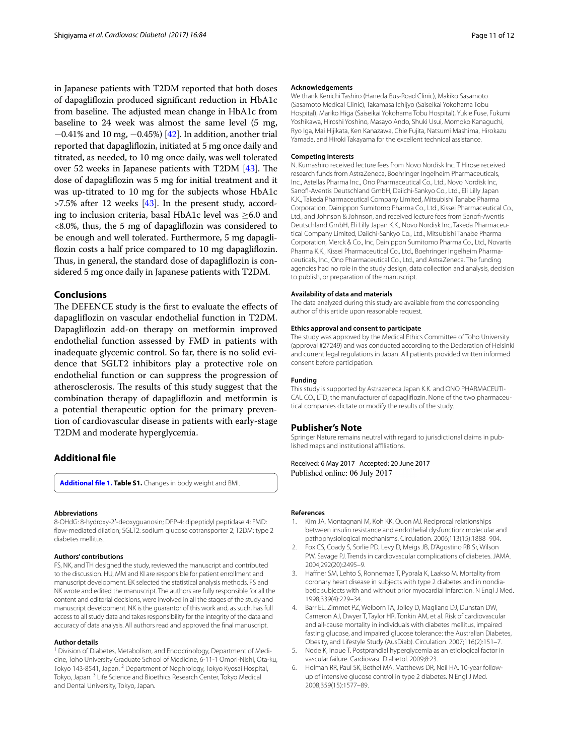in Japanese patients with T2DM reported that both doses of dapagliflozin produced significant reduction in HbA1c from baseline. The adjusted mean change in HbA1c from baseline to 24 week was almost the same level (5 mg, −0.41% and 10 mg, −0.45%) [42]. In addition, another trial reported that dapagliflozin, initiated at 5 mg once daily and titrated, as needed, to 10 mg once daily, was well tolerated over 52 weeks in Japanese patients with T2DM [43]. The dose of dapagliflozin was 5 mg for initial treatment and it was up-titrated to 10 mg for the subjects whose HbA1c >7.5% after 12 weeks [43]. In the present study, according to inclusion criteria, basal HbA1c level was ≥6.0 and <8.0%, thus, the 5 mg of dapagliflozin was considered to be enough and well tolerated. Furthermore, 5 mg dapagliflozin costs a half price compared to 10 mg dapagliflozin. Thus, in general, the standard dose of dapagliflozin is considered 5 mg once daily in Japanese patients with T2DM.

## Conclusions

The DEFENCE study is the first to evaluate the effects of dapagliflozin on vascular endothelial function in T2DM. Dapagliflozin add-on therapy on metformin improved endothelial function assessed by FMD in patients with inadequate glycemic control. So far, there is no solid evidence that SGLT2 inhibitors play a protective role on endothelial function or can suppress the progression of atherosclerosis. The results of this study suggest that the combination therapy of dapagliflozin and metformin is a potential therapeutic option for the primary prevention of cardiovascular disease in patients with early-stage T2DM and moderate hyperglycemia.

## Additional file

**Additional file 1. Table S1.** Changes in body weight and BMI.

#### Abbreviations

8-OHdG: 8-hydroxy-2′-deoxyguanosin; DPP-4: dipeptidyl peptidase 4; FMD: flow-mediated dilation; SGLT2: sodium glucose cotransporter 2; T2DM: type 2 diabetes mellitus.

#### Authors' contributions

FS, NK, and TH designed the study, reviewed the manuscript and contributed to the discussion. HU, MM and KI are responsible for patient enrollment and manuscript development. EK selected the statistical analysis methods. FS and NK wrote and edited the manuscript. The authors are fully responsible for all the content and editorial decisions, were involved in all the stages of the study and manuscript development. NK is the guarantor of this work and, as such, has full access to all study data and takes responsibility for the integrity of the data and accuracy of data analysis. All authors read and approved the final manuscript.

#### Author details

[1] Division of Diabetes, Metabolism, and Endocrinology, Department of Medicine, Toho University Graduate School of Medicine, 6-11-1 Omori-Nishi, Ota-ku, Tokyo 143-8541, Japan. [2] Department of Nephrology, Tokyo Kyosai Hospital, Tokyo, Japan. [3] Life Science and Bioethics Research Center, Tokyo Medical and Dental University, Tokyo, Japan.

#### Acknowledgements

We thank Kenichi Tashiro (Haneda Bus-Road Clinic), Makiko Sasamoto (Sasamoto Medical Clinic), Takamasa Ichijyo (Saiseikai Yokohama Tobu Hospital), Mariko Higa (Saiseikai Yokohama Tobu Hospital), Yukie Fuse, Fukumi Yoshikawa, Hiroshi Yoshino, Masayo Ando, Shuki Usui, Momoko Kanaguchi, Ryo Iga, Mai Hijikata, Ken Kanazawa, Chie Fujita, Natsumi Mashima, Hirokazu Yamada, and Hiroki Takayama for the excellent technical assistance.

#### Competing interests

N. Kumashiro received lecture fees from Novo Nordisk Inc. T Hirose received research funds from AstraZeneca, Boehringer Ingelheim Pharmaceuticals, Inc., Astellas Pharma Inc., Ono Pharmaceutical Co., Ltd., Novo Nordisk Inc, Sanofi-Aventis Deutschland GmbH, Daiichi-Sankyo Co., Ltd., Eli Lilly Japan K.K., Takeda Pharmaceutical Company Limited, Mitsubishi Tanabe Pharma Corporation, Dainippon Sumitomo Pharma Co., Ltd., Kissei Pharmaceutical Co., Ltd., and Johnson & Johnson, and received lecture fees from Sanofi-Aventis Deutschland GmbH, Eli Lilly Japan K.K., Novo Nordisk Inc, Takeda Pharmaceutical Company Limited, Daiichi-Sankyo Co., Ltd., Mitsubishi Tanabe Pharma Corporation, Merck & Co., Inc, Dainippon Sumitomo Pharma Co., Ltd., Novartis Pharma K.K., Kissei Pharmaceutical Co., Ltd., Boehringer Ingelheim Pharmaceuticals, Inc., Ono Pharmaceutical Co., Ltd., and AstraZeneca. The funding agencies had no role in the study design, data collection and analysis, decision to publish, or preparation of the manuscript.

#### Availability of data and materials

The data analyzed during this study are available from the corresponding author of this article upon reasonable request.

#### Ethics approval and consent to participate

The study was approved by the Medical Ethics Committee of Toho University (approval #27249) and was conducted according to the Declaration of Helsinki and current legal regulations in Japan. All patients provided written informed consent before participation.

#### Funding

This study is supported by Astrazeneca Japan K.K. and ONO PHARMACEUTICAL CO., LTD; the manufacturer of dapagliflozin. None of the two pharmaceutical companies dictate or modify the results of the study.

## Publisher's Note

Springer Nature remains neutral with regard to jurisdictional claims in published maps and institutional affiliations.

Received: 6 May 2017 Accepted: 20 June 2017
Published online: 06 July 2017

#### References

1. Kim JA, Montagnani M, Koh KK, Quon MJ. Reciprocal relationships between insulin resistance and endothelial dysfunction: molecular and pathophysiological mechanisms. Circulation. 2006;113(15):1888–904.
2. Fox CS, Coady S, Sorlie PD, Levy D, Meigs JB, D'Agostino RB Sr, Wilson PW, Savage PJ. Trends in cardiovascular complications of diabetes. JAMA. 2004;292(20):2495–9.
3. Haffner SM, Lehto S, Ronnemaa T, Pyorala K, Laakso M. Mortality from coronary heart disease in subjects with type 2 diabetes and in nondiabetic subjects with and without prior myocardial infarction. N Engl J Med. 1998;339(4):229–34.
4. Barr EL, Zimmet PZ, Welborn TA, Jolley D, Magliano DJ, Dunstan DW, Cameron AJ, Dwyer T, Taylor HR, Tonkin AM, et al. Risk of cardiovascular and all-cause mortality in individuals with diabetes mellitus, impaired fasting glucose, and impaired glucose tolerance: the Australian Diabetes, Obesity, and Lifestyle Study (AusDiab). Circulation. 2007;116(2):151–7.
5. Node K, Inoue T. Postprandial hyperglycemia as an etiological factor in vascular failure. Cardiovasc Diabetol. 2009;8:23.
6. Holman RR, Paul SK, Bethel MA, Matthews DR, Neil HA. 10-year follow-up of intensive glucose control in type 2 diabetes. N Engl J Med. 2008;359(15):1577–89.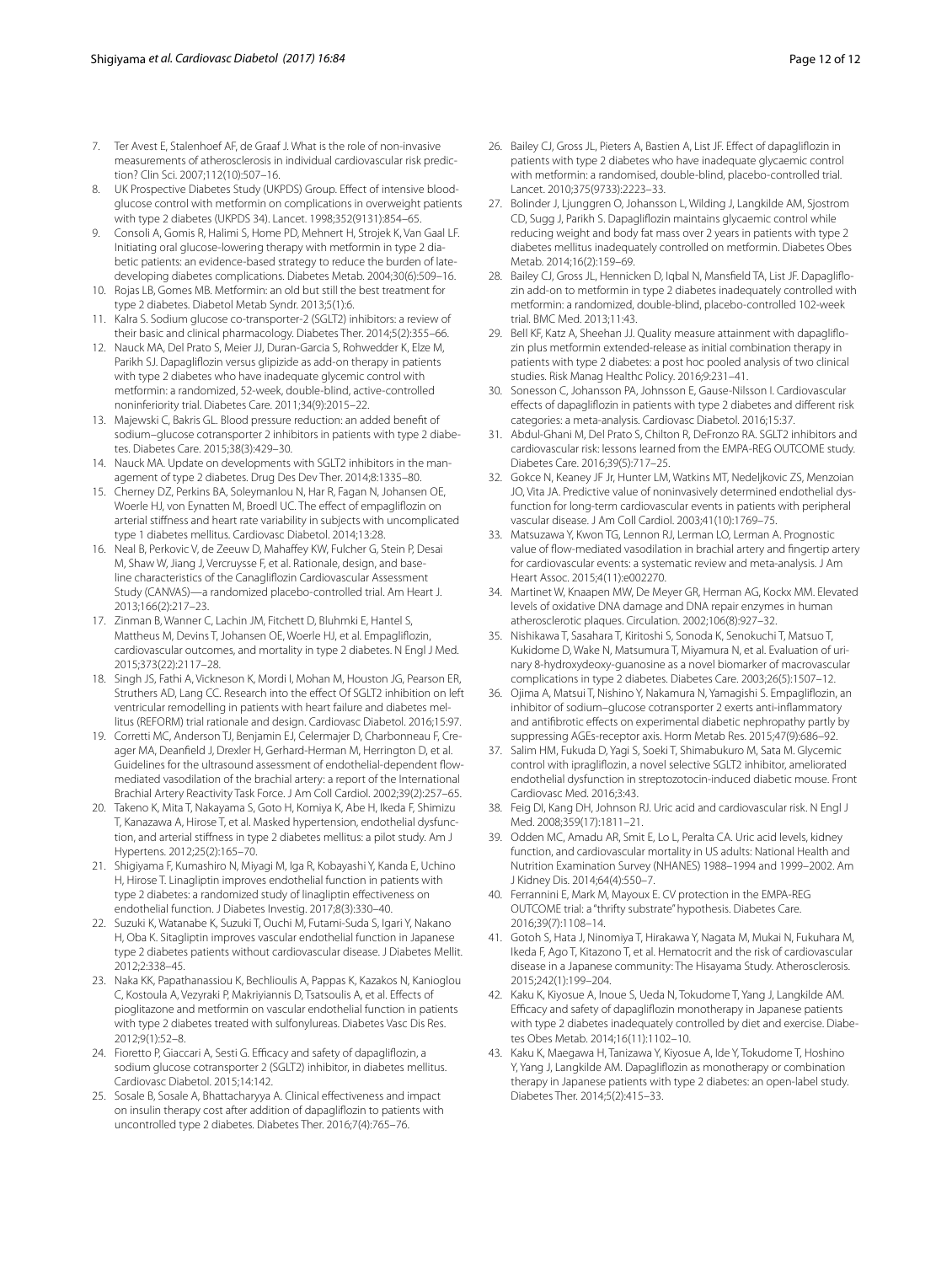7. Ter Avest E, Stalenhoef AF, de Graaf J. What is the role of non-invasive measurements of atherosclerosis in individual cardiovascular risk prediction? Clin Sci. 2007;112(10):507–16.
8. UK Prospective Diabetes Study (UKPDS) Group. Effect of intensive blood-glucose control with metformin on complications in overweight patients with type 2 diabetes (UKPDS 34). Lancet. 1998;352(9131):854–65.
9. Consoli A, Gomis R, Halimi S, Home PD, Mehnert H, Strojek K, Van Gaal LF. Initiating oral glucose-lowering therapy with metformin in type 2 diabetic patients: an evidence-based strategy to reduce the burden of late-developing diabetes complications. Diabetes Metab. 2004;30(6):509–16.
10. Rojas LB, Gomes MB. Metformin: an old but still the best treatment for type 2 diabetes. Diabetol Metab Syndr. 2013;5(1):6.
11. Kalra S. Sodium glucose co-transporter-2 (SGLT2) inhibitors: a review of their basic and clinical pharmacology. Diabetes Ther. 2014;5(2):355–66.
12. Nauck MA, Del Prato S, Meier JJ, Duran-Garcia S, Rohwedder K, Elze M, Parikh SJ. Dapagliflozin versus glipizide as add-on therapy in patients with type 2 diabetes who have inadequate glycemic control with metformin: a randomized, 52-week, double-blind, active-controlled noninferiority trial. Diabetes Care. 2011;34(9):2015–22.
13. Majewski C, Bakris GL. Blood pressure reduction: an added benefit of sodium–glucose cotransporter 2 inhibitors in patients with type 2 diabetes. Diabetes Care. 2015;38(3):429–30.
14. Nauck MA. Update on developments with SGLT2 inhibitors in the management of type 2 diabetes. Drug Des Dev Ther. 2014;8:1335–80.
15. Cherney DZ, Perkins BA, Soleymanlou N, Har R, Fagan N, Johansen OE, Woerle HJ, von Eynatten M, Broedl UC. The effect of empagliflozin on arterial stiffness and heart rate variability in subjects with uncomplicated type 1 diabetes mellitus. Cardiovasc Diabetol. 2014;13:28.
16. Neal B, Perkovic V, de Zeeuw D, Mahaffey KW, Fulcher G, Stein P, Desai M, Shaw W, Jiang J, Vercruysse F, et al. Rationale, design, and baseline characteristics of the Canagliflozin Cardiovascular Assessment Study (CANVAS)—a randomized placebo-controlled trial. Am Heart J. 2013;166(2):217–23.
17. Zinman B, Wanner C, Lachin JM, Fitchett D, Bluhmki E, Hantel S, Mattheus M, Devins T, Johansen OE, Woerle HJ, et al. Empagliflozin, cardiovascular outcomes, and mortality in type 2 diabetes. N Engl J Med. 2015;373(22):2117–28.
18. Singh JS, Fathi A, Vickneson K, Mordi I, Mohan M, Houston JG, Pearson ER, Struthers AD, Lang CC. Research into the effect Of SGLT2 inhibition on left ventricular remodelling in patients with heart failure and diabetes mellitus (REFORM) trial rationale and design. Cardiovasc Diabetol. 2016;15:97.
19. Corretti MC, Anderson TJ, Benjamin EJ, Celermajer D, Charbonneau F, Creager MA, Deanfield J, Drexler H, Gerhard-Herman M, Herrington D, et al. Guidelines for the ultrasound assessment of endothelial-dependent flow-mediated vasodilation of the brachial artery: a report of the International Brachial Artery Reactivity Task Force. J Am Coll Cardiol. 2002;39(2):257–65.
20. Takeno K, Mita T, Nakayama S, Goto H, Komiya K, Abe H, Ikeda F, Shimizu T, Kanazawa A, Hirose T, et al. Masked hypertension, endothelial dysfunction, and arterial stiffness in type 2 diabetes mellitus: a pilot study. Am J Hypertens. 2012;25(2):165–70.
21. Shigiyama F, Kumashiro N, Miyagi M, Iga R, Kobayashi Y, Kanda E, Uchino H, Hirose T. Linagliptin improves endothelial function in patients with type 2 diabetes: a randomized study of linagliptin effectiveness on endothelial function. J Diabetes Investig. 2017;8(3):330–40.
22. Suzuki K, Watanabe K, Suzuki T, Ouchi M, Futami-Suda S, Igari Y, Nakano H, Oba K. Sitagliptin improves vascular endothelial function in Japanese type 2 diabetes patients without cardiovascular disease. J Diabetes Mellit. 2012;2:338–45.
23. Naka KK, Papathanassiou K, Bechlioulis A, Pappas K, Kazakos N, Kanioglou C, Kostoula A, Vezyraki P, Makriyiannis D, Tsatsoulis A, et al. Effects of pioglitazone and metformin on vascular endothelial function in patients with type 2 diabetes treated with sulfonylureas. Diabetes Vasc Dis Res. 2012;9(1):52–8.
24. Fioretto P, Giaccari A, Sesti G. Efficacy and safety of dapagliflozin, a sodium glucose cotransporter 2 (SGLT2) inhibitor, in diabetes mellitus. Cardiovasc Diabetol. 2015;14:142.
25. Sosale B, Sosale A, Bhattacharyya A. Clinical effectiveness and impact on insulin therapy cost after addition of dapagliflozin to patients with uncontrolled type 2 diabetes. Diabetes Ther. 2016;7(4):765–76.
26. Bailey CJ, Gross JL, Pieters A, Bastien A, List JF. Effect of dapagliflozin in patients with type 2 diabetes who have inadequate glycaemic control with metformin: a randomised, double-blind, placebo-controlled trial. Lancet. 2010;375(9733):2223–33.
27. Bolinder J, Ljunggren O, Johansson L, Wilding J, Langkilde AM, Sjostrom CD, Sugg J, Parikh S. Dapagliflozin maintains glycaemic control while reducing weight and body fat mass over 2 years in patients with type 2 diabetes mellitus inadequately controlled on metformin. Diabetes Obes Metab. 2014;16(2):159–69.
28. Bailey CJ, Gross JL, Hennicken D, Iqbal N, Mansfield TA, List JF. Dapagliflozin add-on to metformin in type 2 diabetes inadequately controlled with metformin: a randomized, double-blind, placebo-controlled 102-week trial. BMC Med. 2013;11:43.
29. Bell KF, Katz A, Sheehan JJ. Quality measure attainment with dapagliflozin plus metformin extended-release as initial combination therapy in patients with type 2 diabetes: a post hoc pooled analysis of two clinical studies. Risk Manag Healthc Policy. 2016;9:231–41.
30. Sonesson C, Johansson PA, Johnsson E, Gause-Nilsson I. Cardiovascular effects of dapagliflozin in patients with type 2 diabetes and different risk categories: a meta-analysis. Cardiovasc Diabetol. 2016;15:37.
31. Abdul-Ghani M, Del Prato S, Chilton R, DeFronzo RA. SGLT2 inhibitors and cardiovascular risk: lessons learned from the EMPA-REG OUTCOME study. Diabetes Care. 2016;39(5):717–25.
32. Gokce N, Keaney JF Jr, Hunter LM, Watkins MT, Nedeljkovic ZS, Menzoian JO, Vita JA. Predictive value of noninvasively determined endothelial dysfunction for long-term cardiovascular events in patients with peripheral vascular disease. J Am Coll Cardiol. 2003;41(10):1769–75.
33. Matsuzawa Y, Kwon TG, Lennon RJ, Lerman LO, Lerman A. Prognostic value of flow-mediated vasodilation in brachial artery and fingertip artery for cardiovascular events: a systematic review and meta-analysis. J Am Heart Assoc. 2015;4(11):e002270.
34. Martinet W, Knaapen MW, De Meyer GR, Herman AG, Kockx MM. Elevated levels of oxidative DNA damage and DNA repair enzymes in human atherosclerotic plaques. Circulation. 2002;106(8):927–32.
35. Nishikawa T, Sasahara T, Kiritoshi S, Sonoda K, Senokuchi T, Matsuo T, Kukidome D, Wake N, Matsumura T, Miyamura N, et al. Evaluation of urinary 8-hydroxydeoxy-guanosine as a novel biomarker of macrovascular complications in type 2 diabetes. Diabetes Care. 2003;26(5):1507–12.
36. Ojima A, Matsui T, Nishino Y, Nakamura N, Yamagishi S. Empagliflozin, an inhibitor of sodium–glucose cotransporter 2 exerts anti-inflammatory and antifibrotic effects on experimental diabetic nephropathy partly by suppressing AGEs-receptor axis. Horm Metab Res. 2015;47(9):686–92.
37. Salim HM, Fukuda D, Yagi S, Soeki T, Shimabukuro M, Sata M. Glycemic control with ipragliflozin, a novel selective SGLT2 inhibitor, ameliorated endothelial dysfunction in streptozotocin-induced diabetic mouse. Front Cardiovasc Med. 2016;3:43.
38. Feig DI, Kang DH, Johnson RJ. Uric acid and cardiovascular risk. N Engl J Med. 2008;359(17):1811–21.
39. Odden MC, Amadu AR, Smit E, Lo L, Peralta CA. Uric acid levels, kidney function, and cardiovascular mortality in US adults: National Health and Nutrition Examination Survey (NHANES) 1988–1994 and 1999–2002. Am J Kidney Dis. 2014;64(4):550–7.
40. Ferrannini E, Mark M, Mayoux E. CV protection in the EMPA-REG OUTCOME trial: a "thrifty substrate" hypothesis. Diabetes Care. 2016;39(7):1108–14.
41. Gotoh S, Hata J, Ninomiya T, Hirakawa Y, Nagata M, Mukai N, Fukuhara M, Ikeda F, Ago T, Kitazono T, et al. Hematocrit and the risk of cardiovascular disease in a Japanese community: The Hisayama Study. Atherosclerosis. 2015;242(1):199–204.
42. Kaku K, Kiyosue A, Inoue S, Ueda N, Tokudome T, Yang J, Langkilde AM. Efficacy and safety of dapagliflozin monotherapy in Japanese patients with type 2 diabetes inadequately controlled by diet and exercise. Diabetes Obes Metab. 2014;16(11):1102–10.
43. Kaku K, Maegawa H, Tanizawa Y, Kiyosue A, Ide Y, Tokudome T, Hoshino Y, Yang J, Langkilde AM. Dapagliflozin as monotherapy or combination therapy in Japanese patients with type 2 diabetes: an open-label study. Diabetes Ther. 2014;5(2):415–33.